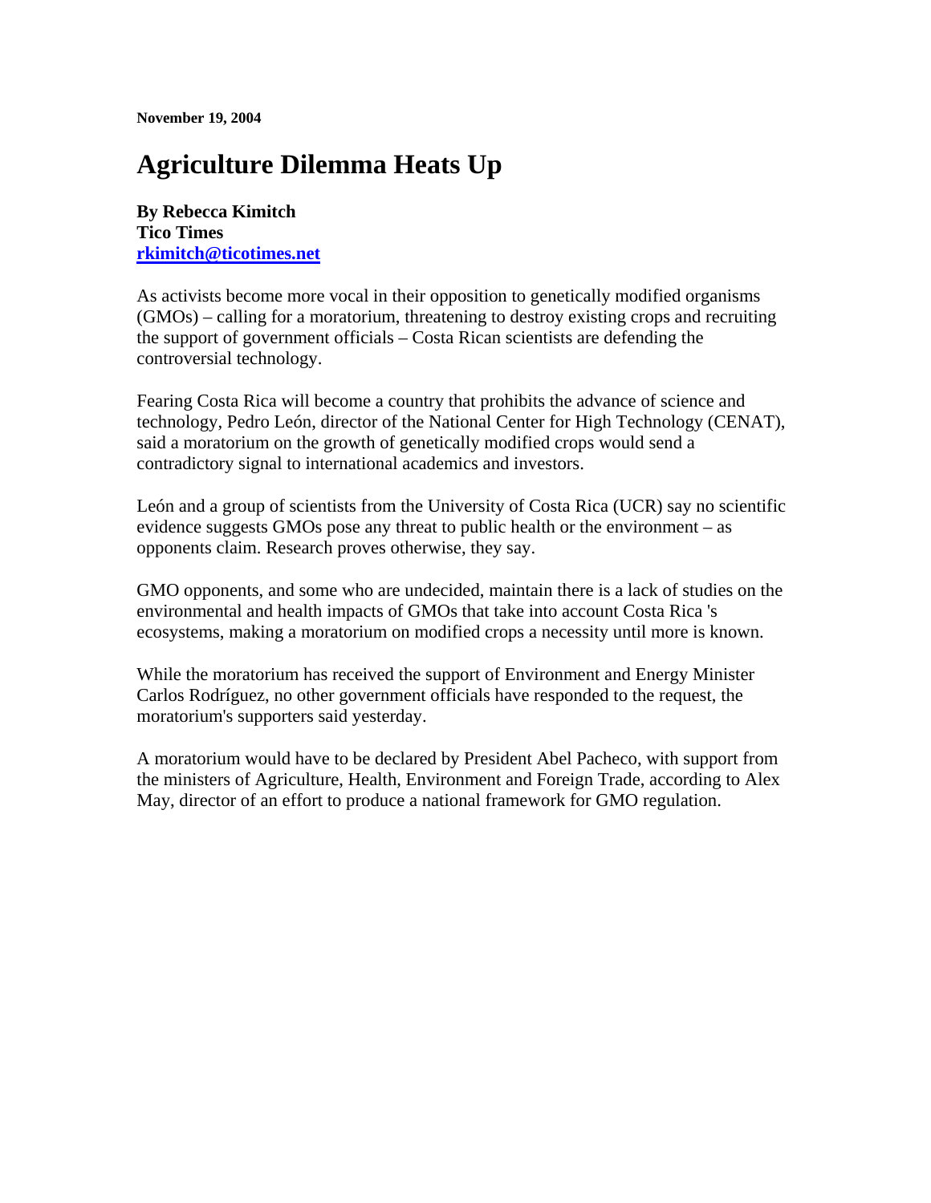**November 19, 2004**

# Agriculture Dilemma Heats Up

**By Rebecca Kimitch**
**Tico Times**
**[rkimitch@ticotimes.net](mailto:rkimitch@ticotimes.net)**

As activists become more vocal in their opposition to genetically modified organisms (GMOs) – calling for a moratorium, threatening to destroy existing crops and recruiting the support of government officials – Costa Rican scientists are defending the controversial technology.

Fearing Costa Rica will become a country that prohibits the advance of science and technology, Pedro León, director of the National Center for High Technology (CENAT), said a moratorium on the growth of genetically modified crops would send a contradictory signal to international academics and investors.

León and a group of scientists from the University of Costa Rica (UCR) say no scientific evidence suggests GMOs pose any threat to public health or the environment – as opponents claim. Research proves otherwise, they say.

GMO opponents, and some who are undecided, maintain there is a lack of studies on the environmental and health impacts of GMOs that take into account Costa Rica 's ecosystems, making a moratorium on modified crops a necessity until more is known.

While the moratorium has received the support of Environment and Energy Minister Carlos Rodríguez, no other government officials have responded to the request, the moratorium's supporters said yesterday.

A moratorium would have to be declared by President Abel Pacheco, with support from the ministers of Agriculture, Health, Environment and Foreign Trade, according to Alex May, director of an effort to produce a national framework for GMO regulation.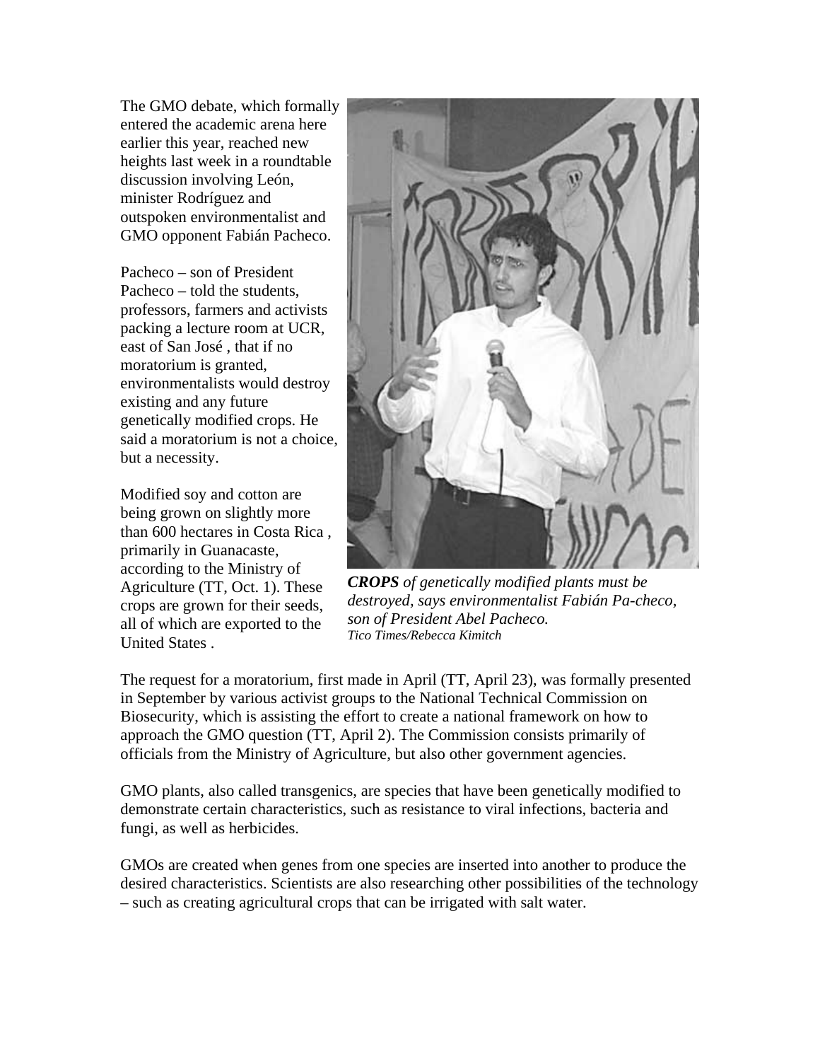The GMO debate, which formally entered the academic arena here earlier this year, reached new heights last week in a roundtable discussion involving León, minister Rodríguez and outspoken environmentalist and GMO opponent Fabián Pacheco.

Pacheco – son of President Pacheco – told the students, professors, farmers and activists packing a lecture room at UCR, east of San José , that if no moratorium is granted, environmentalists would destroy existing and any future genetically modified crops. He said a moratorium is not a choice, but a necessity.

Modified soy and cotton are being grown on slightly more than 600 hectares in Costa Rica , primarily in Guanacaste, according to the Ministry of Agriculture (TT, Oct. 1). These crops are grown for their seeds, all of which are exported to the United States .

***CROPS** of genetically modified plants must be destroyed, says environmentalist Fabián Pa-checo, son of President Abel Pacheco.*
*Tico Times/Rebecca Kimitch*

The request for a moratorium, first made in April (TT, April 23), was formally presented in September by various activist groups to the National Technical Commission on Biosecurity, which is assisting the effort to create a national framework on how to approach the GMO question (TT, April 2). The Commission consists primarily of officials from the Ministry of Agriculture, but also other government agencies.

GMO plants, also called transgenics, are species that have been genetically modified to demonstrate certain characteristics, such as resistance to viral infections, bacteria and fungi, as well as herbicides.

GMOs are created when genes from one species are inserted into another to produce the desired characteristics. Scientists are also researching other possibilities of the technology – such as creating agricultural crops that can be irrigated with salt water.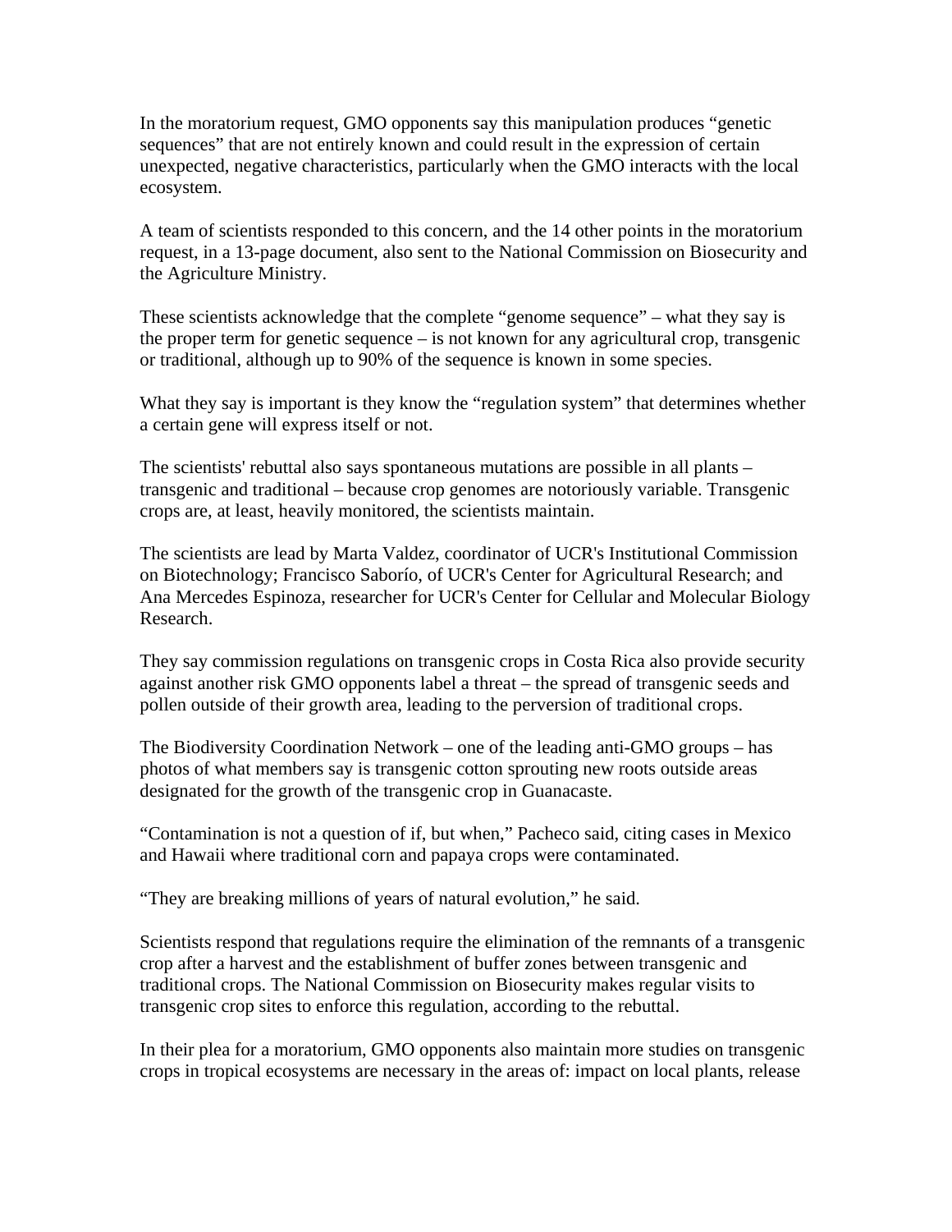In the moratorium request, GMO opponents say this manipulation produces "genetic sequences" that are not entirely known and could result in the expression of certain unexpected, negative characteristics, particularly when the GMO interacts with the local ecosystem.

A team of scientists responded to this concern, and the 14 other points in the moratorium request, in a 13-page document, also sent to the National Commission on Biosecurity and the Agriculture Ministry.

These scientists acknowledge that the complete "genome sequence" – what they say is the proper term for genetic sequence – is not known for any agricultural crop, transgenic or traditional, although up to 90% of the sequence is known in some species.

What they say is important is they know the "regulation system" that determines whether a certain gene will express itself or not.

The scientists' rebuttal also says spontaneous mutations are possible in all plants – transgenic and traditional – because crop genomes are notoriously variable. Transgenic crops are, at least, heavily monitored, the scientists maintain.

The scientists are lead by Marta Valdez, coordinator of UCR's Institutional Commission on Biotechnology; Francisco Saborío, of UCR's Center for Agricultural Research; and Ana Mercedes Espinoza, researcher for UCR's Center for Cellular and Molecular Biology Research.

They say commission regulations on transgenic crops in Costa Rica also provide security against another risk GMO opponents label a threat – the spread of transgenic seeds and pollen outside of their growth area, leading to the perversion of traditional crops.

The Biodiversity Coordination Network – one of the leading anti-GMO groups – has photos of what members say is transgenic cotton sprouting new roots outside areas designated for the growth of the transgenic crop in Guanacaste.

"Contamination is not a question of if, but when," Pacheco said, citing cases in Mexico and Hawaii where traditional corn and papaya crops were contaminated.

"They are breaking millions of years of natural evolution," he said.

Scientists respond that regulations require the elimination of the remnants of a transgenic crop after a harvest and the establishment of buffer zones between transgenic and traditional crops. The National Commission on Biosecurity makes regular visits to transgenic crop sites to enforce this regulation, according to the rebuttal.

In their plea for a moratorium, GMO opponents also maintain more studies on transgenic crops in tropical ecosystems are necessary in the areas of: impact on local plants, release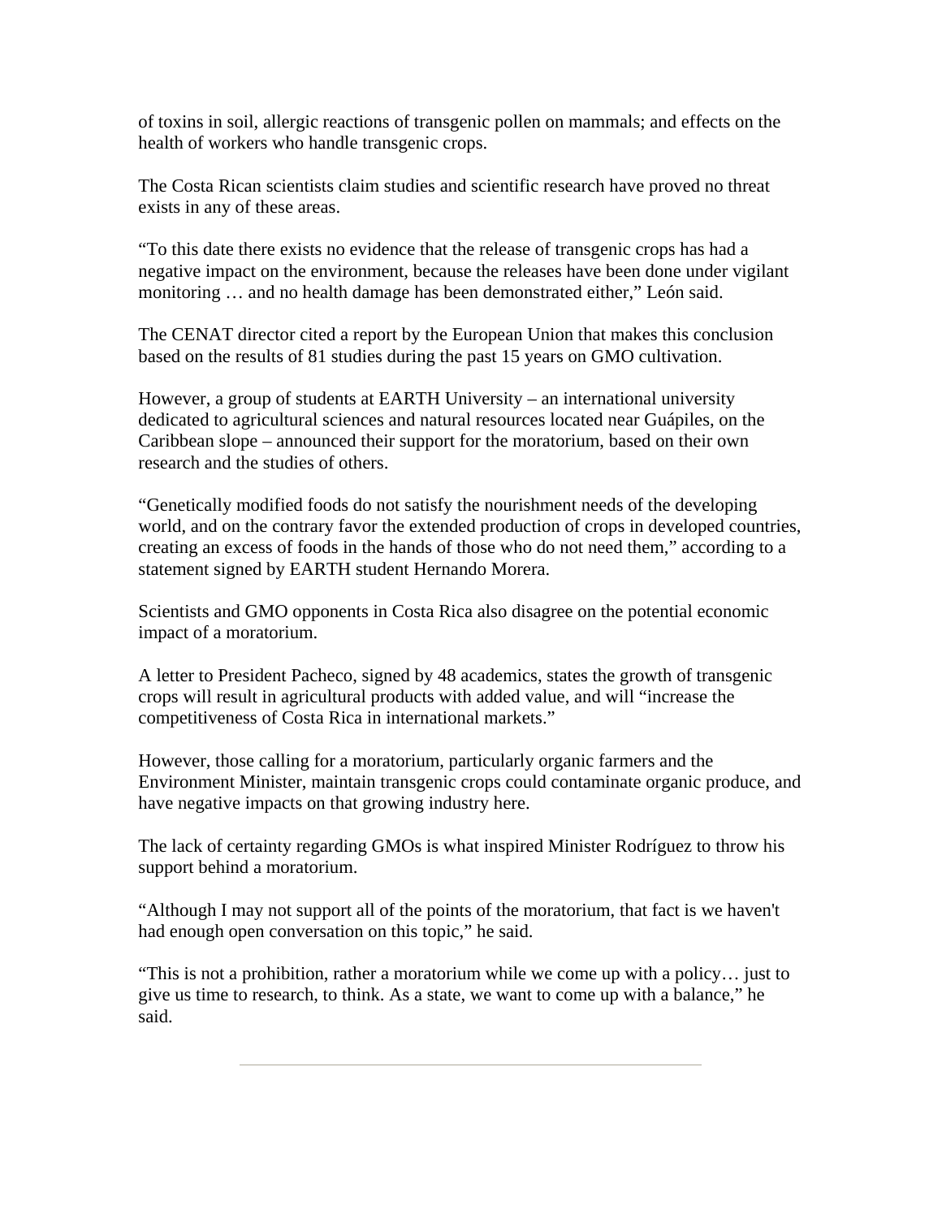of toxins in soil, allergic reactions of transgenic pollen on mammals; and effects on the health of workers who handle transgenic crops.

The Costa Rican scientists claim studies and scientific research have proved no threat exists in any of these areas.

“To this date there exists no evidence that the release of transgenic crops has had a negative impact on the environment, because the releases have been done under vigilant monitoring … and no health damage has been demonstrated either,” León said.

The CENAT director cited a report by the European Union that makes this conclusion based on the results of 81 studies during the past 15 years on GMO cultivation.

However, a group of students at EARTH University – an international university dedicated to agricultural sciences and natural resources located near Guápiles, on the Caribbean slope – announced their support for the moratorium, based on their own research and the studies of others.

“Genetically modified foods do not satisfy the nourishment needs of the developing world, and on the contrary favor the extended production of crops in developed countries, creating an excess of foods in the hands of those who do not need them,” according to a statement signed by EARTH student Hernando Morera.

Scientists and GMO opponents in Costa Rica also disagree on the potential economic impact of a moratorium.

A letter to President Pacheco, signed by 48 academics, states the growth of transgenic crops will result in agricultural products with added value, and will “increase the competitiveness of Costa Rica in international markets.”

However, those calling for a moratorium, particularly organic farmers and the Environment Minister, maintain transgenic crops could contaminate organic produce, and have negative impacts on that growing industry here.

The lack of certainty regarding GMOs is what inspired Minister Rodríguez to throw his support behind a moratorium.

“Although I may not support all of the points of the moratorium, that fact is we haven't had enough open conversation on this topic,” he said.

“This is not a prohibition, rather a moratorium while we come up with a policy… just to give us time to research, to think. As a state, we want to come up with a balance,” he said.

---